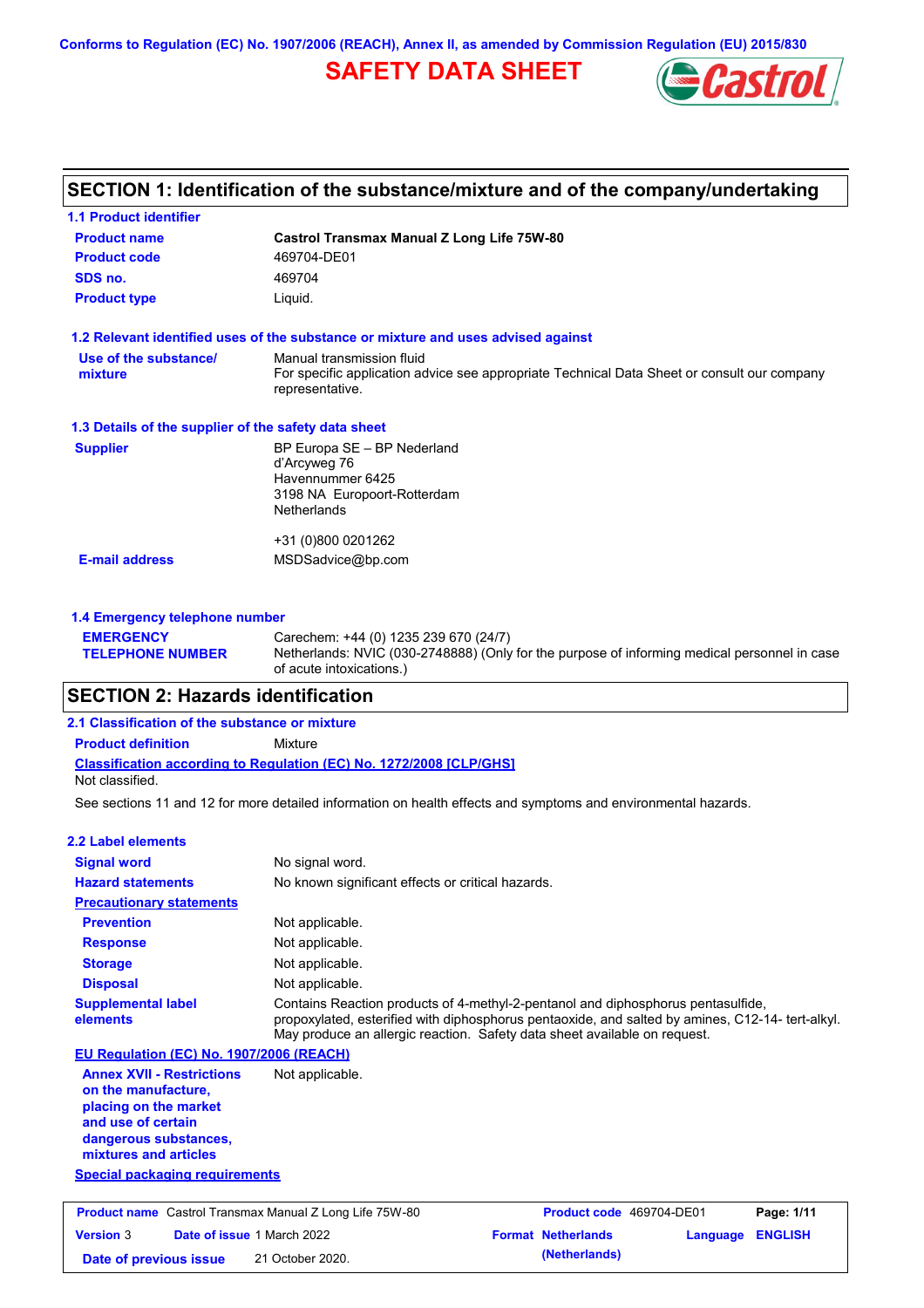Conforms to Regulation (EC) No. 1907/2006 (REACH), Annex II, as amended by Commission Regulation (EU) 2015/830

# SAFETY DATA SHEET

## SECTION 1: Identification of the substance/mixture and of the company/undertaking

### 1.1 Product identifier

| | |
|---|---|
| **Product name** | **Castrol Transmax Manual Z Long Life 75W-80** |
| **Product code** | 469704-DE01 |
| **SDS no.** | 469704 |
| **Product type** | Liquid. |

### 1.2 Relevant identified uses of the substance or mixture and uses advised against

| | |
|---|---|
| **Use of the substance/ mixture** | Manual transmission fluid<br>For specific application advice see appropriate Technical Data Sheet or consult our company representative. |

### 1.3 Details of the supplier of the safety data sheet

| | |
|---|---|
| **Supplier** | BP Europa SE – BP Nederland<br>d'Arcyweg 76<br>Havennummer 6425<br>3198 NA Europoort-Rotterdam<br>Netherlands<br><br>+31 (0)800 0201262 |
| **E-mail address** | MSDSadvice@bp.com |

### 1.4 Emergency telephone number

| | |
|---|---|
| **EMERGENCY TELEPHONE NUMBER** | Carechem: +44 (0) 1235 239 670 (24/7)<br>Netherlands: NVIC (030-2748888) (Only for the purpose of informing medical personnel in case of acute intoxications.) |

## SECTION 2: Hazards identification

### 2.1 Classification of the substance or mixture

**Product definition** Mixture

**Classification according to Regulation (EC) No. 1272/2008 [CLP/GHS]**

Not classified.

See sections 11 and 12 for more detailed information on health effects and symptoms and environmental hazards.

### 2.2 Label elements

| | |
|---|---|
| **Signal word** | No signal word. |
| **Hazard statements** | No known significant effects or critical hazards. |
| **Precautionary statements** | |
| **Prevention** | Not applicable. |
| **Response** | Not applicable. |
| **Storage** | Not applicable. |
| **Disposal** | Not applicable. |
| **Supplemental label elements** | Contains Reaction products of 4-methyl-2-pentanol and diphosphorus pentasulfide, propoxylated, esterified with diphosphorus pentaoxide, and salted by amines, C12-14- tert-alkyl. May produce an allergic reaction. Safety data sheet available on request. |

**EU Regulation (EC) No. 1907/2006 (REACH)**

| | |
|---|---|
| **Annex XVII - Restrictions on the manufacture, placing on the market and use of certain dangerous substances, mixtures and articles** | Not applicable. |

**Special packaging requirements**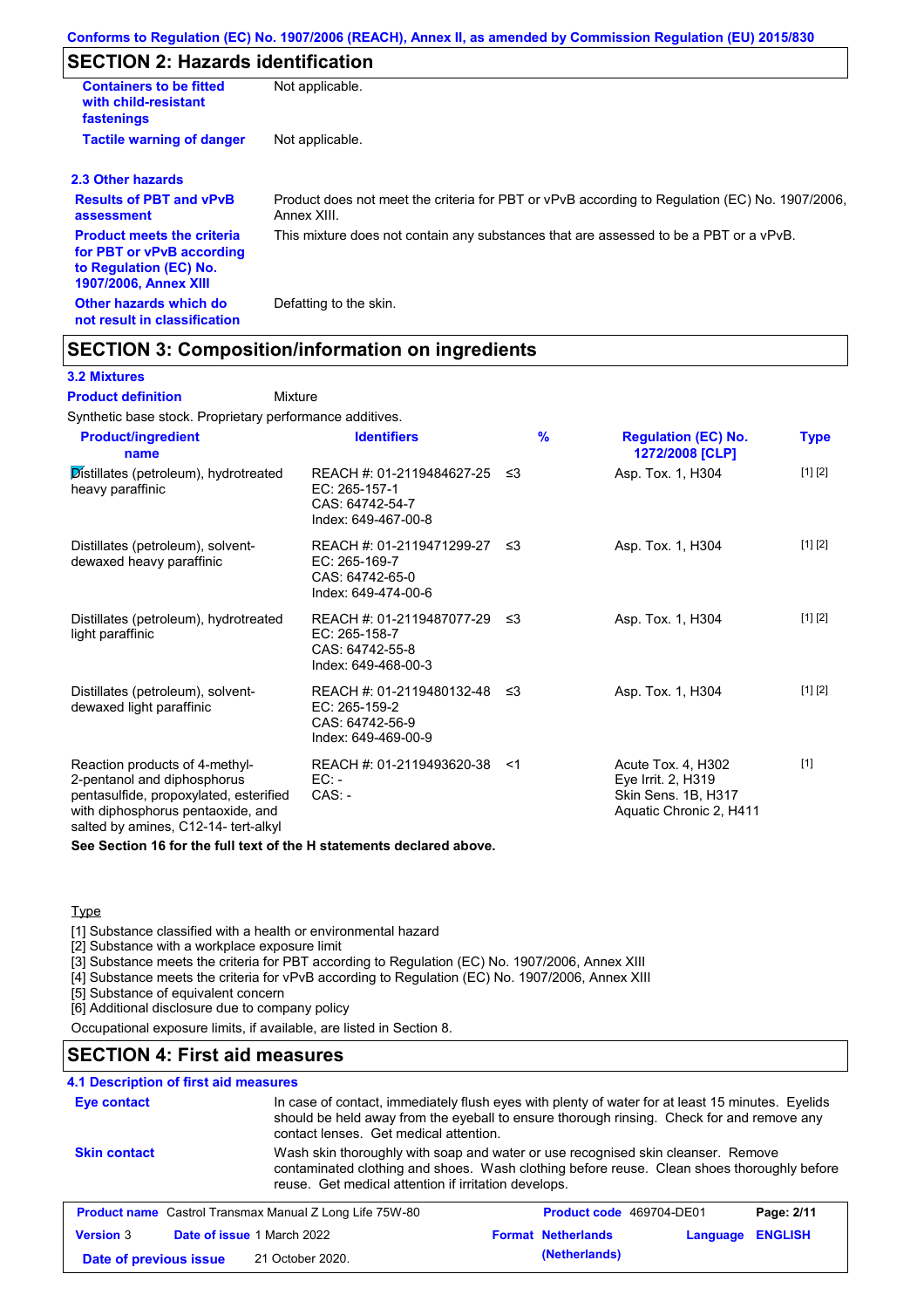## SECTION 2: Hazards identification

| | |
|---|---|
| **Containers to be fitted with child-resistant fastenings** | Not applicable. |
| **Tactile warning of danger** | Not applicable. |

### 2.3 Other hazards

| | |
|---|---|
| **Results of PBT and vPvB assessment** | Product does not meet the criteria for PBT or vPvB according to Regulation (EC) No. 1907/2006, Annex XIII. |
| **Product meets the criteria for PBT or vPvB according to Regulation (EC) No. 1907/2006, Annex XIII** | This mixture does not contain any substances that are assessed to be a PBT or a vPvB. |
| **Other hazards which do not result in classification** | Defatting to the skin. |

## SECTION 3: Composition/information on ingredients

### 3.2 Mixtures

**Product definition** Mixture

Synthetic base stock. Proprietary performance additives.

| Product/ingredient name | Identifiers | % | Regulation (EC) No. 1272/2008 [CLP] | Type |
|---|---|---|---|---|
| Distillates (petroleum), hydrotreated heavy paraffinic | REACH #: 01-2119484627-25<br>EC: 265-157-1<br>CAS: 64742-54-7<br>Index: 649-467-00-8 | ≤3 | Asp. Tox. 1, H304 | [1] [2] |
| Distillates (petroleum), solvent-dewaxed heavy paraffinic | REACH #: 01-2119471299-27<br>EC: 265-169-7<br>CAS: 64742-65-0<br>Index: 649-474-00-6 | ≤3 | Asp. Tox. 1, H304 | [1] [2] |
| Distillates (petroleum), hydrotreated light paraffinic | REACH #: 01-2119487077-29<br>EC: 265-158-7<br>CAS: 64742-55-8<br>Index: 649-468-00-3 | ≤3 | Asp. Tox. 1, H304 | [1] [2] |
| Distillates (petroleum), solvent-dewaxed light paraffinic | REACH #: 01-2119480132-48<br>EC: 265-159-2<br>CAS: 64742-56-9<br>Index: 649-469-00-9 | ≤3 | Asp. Tox. 1, H304 | [1] [2] |
| Reaction products of 4-methyl-2-pentanol and diphosphorus pentasulfide, propoxylated, esterified with diphosphorus pentaoxide, and salted by amines, C12-14- tert-alkyl | REACH #: 01-2119493620-38<br>EC: -<br>CAS: - | <1 | Acute Tox. 4, H302<br>Eye Irrit. 2, H319<br>Skin Sens. 1B, H317<br>Aquatic Chronic 2, H411 | [1] |

**See Section 16 for the full text of the H statements declared above.**

Type

[1] Substance classified with a health or environmental hazard
[2] Substance with a workplace exposure limit
[3] Substance meets the criteria for PBT according to Regulation (EC) No. 1907/2006, Annex XIII
[4] Substance meets the criteria for vPvB according to Regulation (EC) No. 1907/2006, Annex XIII
[5] Substance of equivalent concern
[6] Additional disclosure due to company policy

Occupational exposure limits, if available, are listed in Section 8.

## SECTION 4: First aid measures

### 4.1 Description of first aid measures

| | |
|---|---|
| **Eye contact** | In case of contact, immediately flush eyes with plenty of water for at least 15 minutes. Eyelids should be held away from the eyeball to ensure thorough rinsing. Check for and remove any contact lenses. Get medical attention. |
| **Skin contact** | Wash skin thoroughly with soap and water or use recognised skin cleanser. Remove contaminated clothing and shoes. Wash clothing before reuse. Clean shoes thoroughly before reuse. Get medical attention if irritation develops. |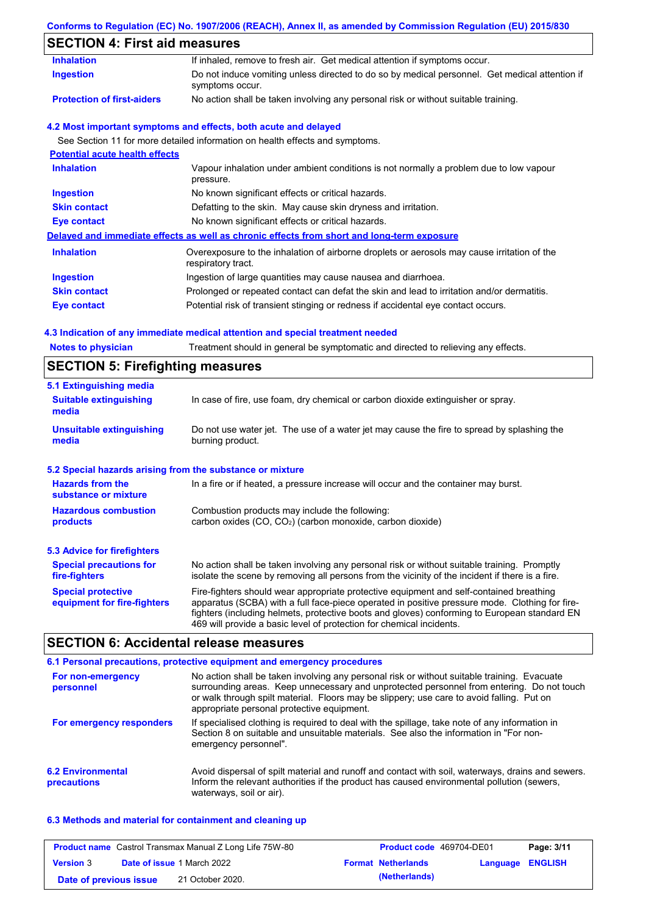## SECTION 4: First aid measures

| | |
|---|---|
| **Inhalation** | If inhaled, remove to fresh air. Get medical attention if symptoms occur. |
| **Ingestion** | Do not induce vomiting unless directed to do so by medical personnel. Get medical attention if symptoms occur. |
| **Protection of first-aiders** | No action shall be taken involving any personal risk or without suitable training. |

### 4.2 Most important symptoms and effects, both acute and delayed

See Section 11 for more detailed information on health effects and symptoms.

**Potential acute health effects**

| | |
|---|---|
| **Inhalation** | Vapour inhalation under ambient conditions is not normally a problem due to low vapour pressure. |
| **Ingestion** | No known significant effects or critical hazards. |
| **Skin contact** | Defatting to the skin. May cause skin dryness and irritation. |
| **Eye contact** | No known significant effects or critical hazards. |

**Delayed and immediate effects as well as chronic effects from short and long-term exposure**

| | |
|---|---|
| **Inhalation** | Overexposure to the inhalation of airborne droplets or aerosols may cause irritation of the respiratory tract. |
| **Ingestion** | Ingestion of large quantities may cause nausea and diarrhoea. |
| **Skin contact** | Prolonged or repeated contact can defat the skin and lead to irritation and/or dermatitis. |
| **Eye contact** | Potential risk of transient stinging or redness if accidental eye contact occurs. |

### 4.3 Indication of any immediate medical attention and special treatment needed

| | |
|---|---|
| **Notes to physician** | Treatment should in general be symptomatic and directed to relieving any effects. |

## SECTION 5: Firefighting measures

### 5.1 Extinguishing media

| | |
|---|---|
| **Suitable extinguishing media** | In case of fire, use foam, dry chemical or carbon dioxide extinguisher or spray. |
| **Unsuitable extinguishing media** | Do not use water jet. The use of a water jet may cause the fire to spread by splashing the burning product. |

### 5.2 Special hazards arising from the substance or mixture

| | |
|---|---|
| **Hazards from the substance or mixture** | In a fire or if heated, a pressure increase will occur and the container may burst. |
| **Hazardous combustion products** | Combustion products may include the following: carbon oxides (CO, $CO_2$) (carbon monoxide, carbon dioxide) |

### 5.3 Advice for firefighters

| | |
|---|---|
| **Special precautions for fire-fighters** | No action shall be taken involving any personal risk or without suitable training. Promptly isolate the scene by removing all persons from the vicinity of the incident if there is a fire. |
| **Special protective equipment for fire-fighters** | Fire-fighters should wear appropriate protective equipment and self-contained breathing apparatus (SCBA) with a full face-piece operated in positive pressure mode. Clothing for fire-fighters (including helmets, protective boots and gloves) conforming to European standard EN 469 will provide a basic level of protection for chemical incidents. |

## SECTION 6: Accidental release measures

### 6.1 Personal precautions, protective equipment and emergency procedures

| | |
|---|---|
| **For non-emergency personnel** | No action shall be taken involving any personal risk or without suitable training. Evacuate surrounding areas. Keep unnecessary and unprotected personnel from entering. Do not touch or walk through spilt material. Floors may be slippery; use care to avoid falling. Put on appropriate personal protective equipment. |
| **For emergency responders** | If specialised clothing is required to deal with the spillage, take note of any information in Section 8 on suitable and unsuitable materials. See also the information in "For non-emergency personnel". |

| | |
|---|---|
| **6.2 Environmental precautions** | Avoid dispersal of spilt material and runoff and contact with soil, waterways, drains and sewers. Inform the relevant authorities if the product has caused environmental pollution (sewers, waterways, soil or air). |

### 6.3 Methods and material for containment and cleaning up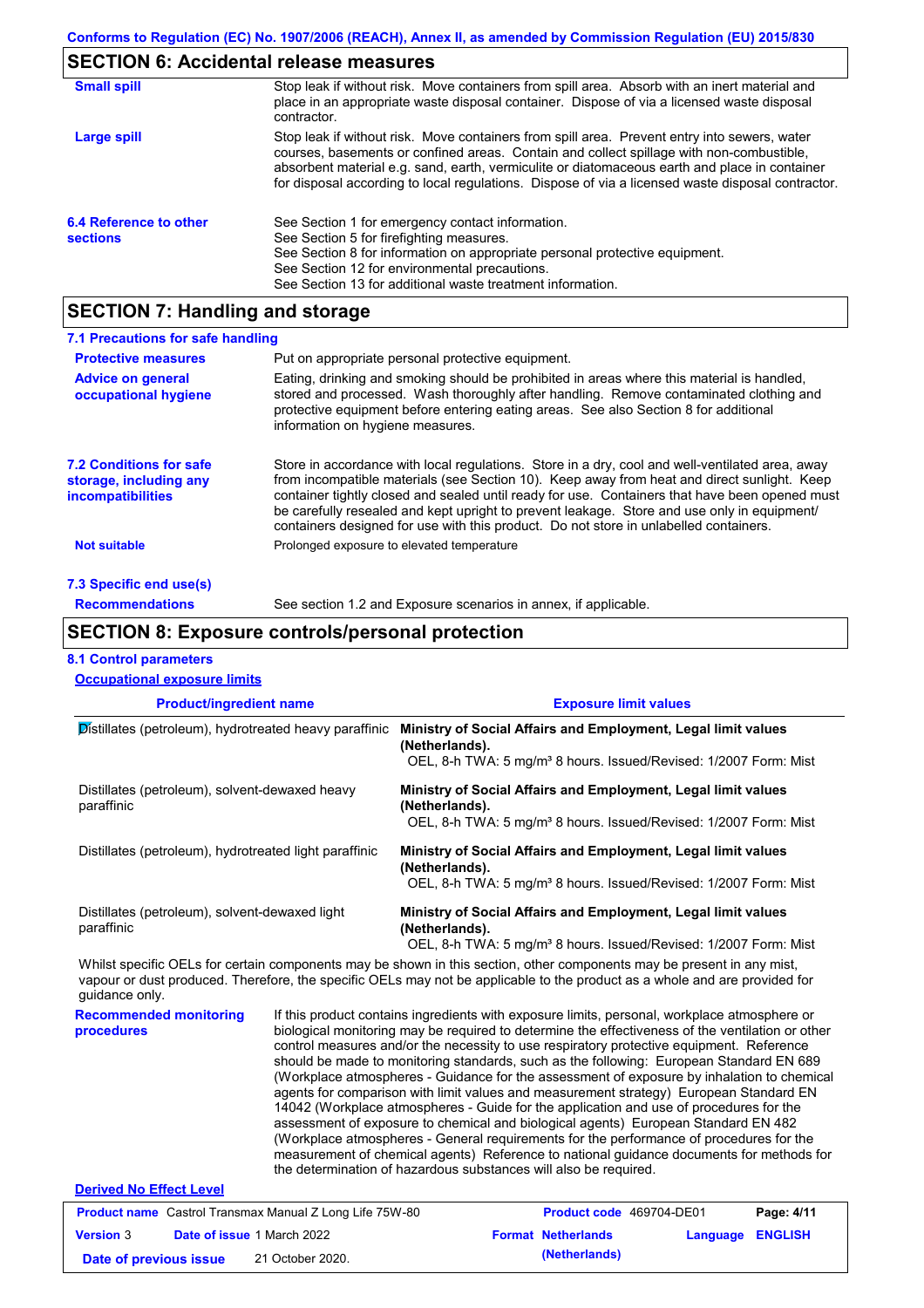## SECTION 6: Accidental release measures

**Small spill**

Stop leak if without risk. Move containers from spill area. Absorb with an inert material and place in an appropriate waste disposal container. Dispose of via a licensed waste disposal contractor.

**Large spill**

Stop leak if without risk. Move containers from spill area. Prevent entry into sewers, water courses, basements or confined areas. Contain and collect spillage with non-combustible, absorbent material e.g. sand, earth, vermiculite or diatomaceous earth and place in container for disposal according to local regulations. Dispose of via a licensed waste disposal contractor.

**6.4 Reference to other sections**

See Section 1 for emergency contact information.
See Section 5 for firefighting measures.
See Section 8 for information on appropriate personal protective equipment.
See Section 12 for environmental precautions.
See Section 13 for additional waste treatment information.

## SECTION 7: Handling and storage

### 7.1 Precautions for safe handling

**Protective measures**

Put on appropriate personal protective equipment.

**Advice on general occupational hygiene**

Eating, drinking and smoking should be prohibited in areas where this material is handled, stored and processed. Wash thoroughly after handling. Remove contaminated clothing and protective equipment before entering eating areas. See also Section 8 for additional information on hygiene measures.

**7.2 Conditions for safe storage, including any incompatibilities**

Store in accordance with local regulations. Store in a dry, cool and well-ventilated area, away from incompatible materials (see Section 10). Keep away from heat and direct sunlight. Keep container tightly closed and sealed until ready for use. Containers that have been opened must be carefully resealed and kept upright to prevent leakage. Store and use only in equipment/ containers designed for use with this product. Do not store in unlabelled containers.

**Not suitable**

Prolonged exposure to elevated temperature

### 7.3 Specific end use(s)

**Recommendations**

See section 1.2 and Exposure scenarios in annex, if applicable.

## SECTION 8: Exposure controls/personal protection

### 8.1 Control parameters

**Occupational exposure limits**

| Product/ingredient name | Exposure limit values |
|---|---|
| Distillates (petroleum), hydrotreated heavy paraffinic | **Ministry of Social Affairs and Employment, Legal limit values (Netherlands).** OEL, 8-h TWA: 5 mg/m³ 8 hours. Issued/Revised: 1/2007 Form: Mist |
| Distillates (petroleum), solvent-dewaxed heavy paraffinic | **Ministry of Social Affairs and Employment, Legal limit values (Netherlands).** OEL, 8-h TWA: 5 mg/m³ 8 hours. Issued/Revised: 1/2007 Form: Mist |
| Distillates (petroleum), hydrotreated light paraffinic | **Ministry of Social Affairs and Employment, Legal limit values (Netherlands).** OEL, 8-h TWA: 5 mg/m³ 8 hours. Issued/Revised: 1/2007 Form: Mist |
| Distillates (petroleum), solvent-dewaxed light paraffinic | **Ministry of Social Affairs and Employment, Legal limit values (Netherlands).** OEL, 8-h TWA: 5 mg/m³ 8 hours. Issued/Revised: 1/2007 Form: Mist |

Whilst specific OELs for certain components may be shown in this section, other components may be present in any mist, vapour or dust produced. Therefore, the specific OELs may not be applicable to the product as a whole and are provided for guidance only.

**Recommended monitoring procedures**

If this product contains ingredients with exposure limits, personal, workplace atmosphere or biological monitoring may be required to determine the effectiveness of the ventilation or other control measures and/or the necessity to use respiratory protective equipment. Reference should be made to monitoring standards, such as the following: European Standard EN 689 (Workplace atmospheres - Guidance for the assessment of exposure by inhalation to chemical agents for comparison with limit values and measurement strategy) European Standard EN 14042 (Workplace atmospheres - Guide for the application and use of procedures for the assessment of exposure to chemical and biological agents) European Standard EN 482 (Workplace atmospheres - General requirements for the performance of procedures for the measurement of chemical agents) Reference to national guidance documents for methods for the determination of hazardous substances will also be required.

**Derived No Effect Level**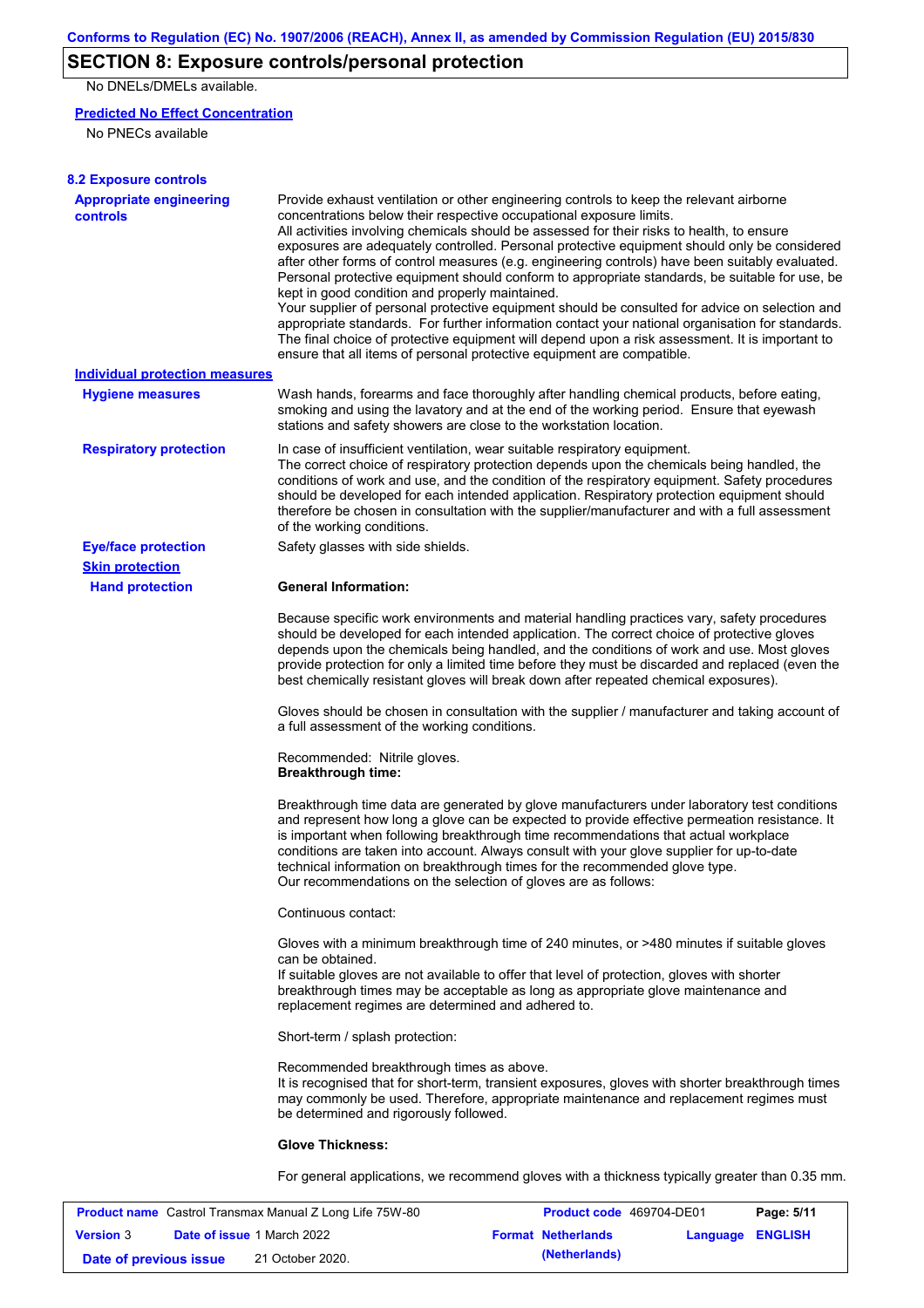## SECTION 8: Exposure controls/personal protection

No DNELs/DMELs available.

**Predicted No Effect Concentration**

No PNECs available

**8.2 Exposure controls**

**Appropriate engineering controls**

Provide exhaust ventilation or other engineering controls to keep the relevant airborne concentrations below their respective occupational exposure limits.
All activities involving chemicals should be assessed for their risks to health, to ensure exposures are adequately controlled. Personal protective equipment should only be considered after other forms of control measures (e.g. engineering controls) have been suitably evaluated. Personal protective equipment should conform to appropriate standards, be suitable for use, be kept in good condition and properly maintained.
Your supplier of personal protective equipment should be consulted for advice on selection and appropriate standards. For further information contact your national organisation for standards. The final choice of protective equipment will depend upon a risk assessment. It is important to ensure that all items of personal protective equipment are compatible.

**Individual protection measures**

**Hygiene measures**

Wash hands, forearms and face thoroughly after handling chemical products, before eating, smoking and using the lavatory and at the end of the working period. Ensure that eyewash stations and safety showers are close to the workstation location.

**Respiratory protection**

In case of insufficient ventilation, wear suitable respiratory equipment.
The correct choice of respiratory protection depends upon the chemicals being handled, the conditions of work and use, and the condition of the respiratory equipment. Safety procedures should be developed for each intended application. Respiratory protection equipment should therefore be chosen in consultation with the supplier/manufacturer and with a full assessment of the working conditions.

**Eye/face protection**

Safety glasses with side shields.

**Skin protection**

**Hand protection**

**General Information:**

Because specific work environments and material handling practices vary, safety procedures should be developed for each intended application. The correct choice of protective gloves depends upon the chemicals being handled, and the conditions of work and use. Most gloves provide protection for only a limited time before they must be discarded and replaced (even the best chemically resistant gloves will break down after repeated chemical exposures).

Gloves should be chosen in consultation with the supplier / manufacturer and taking account of a full assessment of the working conditions.

Recommended: Nitrile gloves.
**Breakthrough time:**

Breakthrough time data are generated by glove manufacturers under laboratory test conditions and represent how long a glove can be expected to provide effective permeation resistance. It is important when following breakthrough time recommendations that actual workplace conditions are taken into account. Always consult with your glove supplier for up-to-date technical information on breakthrough times for the recommended glove type.
Our recommendations on the selection of gloves are as follows:

Continuous contact:

Gloves with a minimum breakthrough time of 240 minutes, or >480 minutes if suitable gloves can be obtained.
If suitable gloves are not available to offer that level of protection, gloves with shorter breakthrough times may be acceptable as long as appropriate glove maintenance and replacement regimes are determined and adhered to.

Short-term / splash protection:

Recommended breakthrough times as above.
It is recognised that for short-term, transient exposures, gloves with shorter breakthrough times may commonly be used. Therefore, appropriate maintenance and replacement regimes must be determined and rigorously followed.

**Glove Thickness:**

For general applications, we recommend gloves with a thickness typically greater than 0.35 mm.

| **Product name** Castrol Transmax Manual Z Long Life 75W-80 | **Product code** 469704-DE01 | **Page:** 5/11 |
|---|---|---|
| **Version** 3 **Date of issue** 1 March 2022 | **Format** Netherlands (Netherlands) | **Language** ENGLISH |
| **Date of previous issue** 21 October 2020. | | |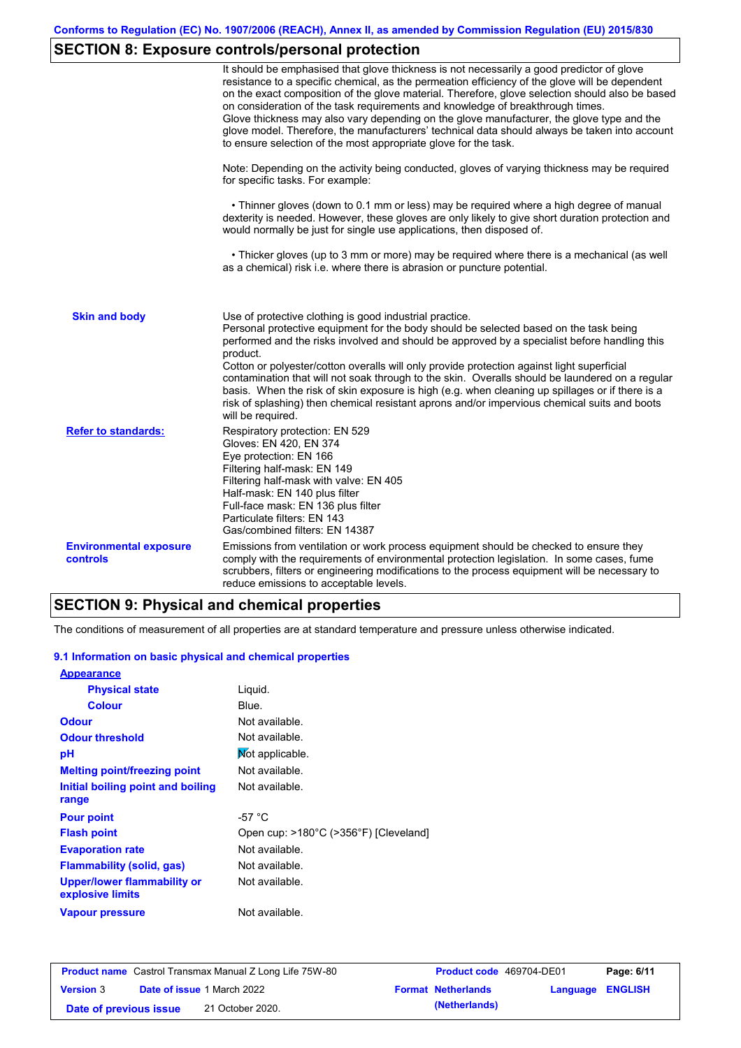## SECTION 8: Exposure controls/personal protection

It should be emphasised that glove thickness is not necessarily a good predictor of glove resistance to a specific chemical, as the permeation efficiency of the glove will be dependent on the exact composition of the glove material. Therefore, glove selection should also be based on consideration of the task requirements and knowledge of breakthrough times.
Glove thickness may also vary depending on the glove manufacturer, the glove type and the glove model. Therefore, the manufacturers' technical data should always be taken into account to ensure selection of the most appropriate glove for the task.

Note: Depending on the activity being conducted, gloves of varying thickness may be required for specific tasks. For example:

- Thinner gloves (down to 0.1 mm or less) may be required where a high degree of manual dexterity is needed. However, these gloves are only likely to give short duration protection and would normally be just for single use applications, then disposed of.
- Thicker gloves (up to 3 mm or more) may be required where there is a mechanical (as well as a chemical) risk i.e. where there is abrasion or puncture potential.

**Skin and body**

Use of protective clothing is good industrial practice.
Personal protective equipment for the body should be selected based on the task being performed and the risks involved and should be approved by a specialist before handling this product.
Cotton or polyester/cotton overalls will only provide protection against light superficial contamination that will not soak through to the skin. Overalls should be laundered on a regular basis. When the risk of skin exposure is high (e.g. when cleaning up spillages or if there is a risk of splashing) then chemical resistant aprons and/or impervious chemical suits and boots will be required.

**Refer to standards:**

Respiratory protection: EN 529
Gloves: EN 420, EN 374
Eye protection: EN 166
Filtering half-mask: EN 149
Filtering half-mask with valve: EN 405
Half-mask: EN 140 plus filter
Full-face mask: EN 136 plus filter
Particulate filters: EN 143
Gas/combined filters: EN 14387

**Environmental exposure controls**

Emissions from ventilation or work process equipment should be checked to ensure they comply with the requirements of environmental protection legislation. In some cases, fume scrubbers, filters or engineering modifications to the process equipment will be necessary to reduce emissions to acceptable levels.

## SECTION 9: Physical and chemical properties

The conditions of measurement of all properties are at standard temperature and pressure unless otherwise indicated.

### 9.1 Information on basic physical and chemical properties

| Property | Value |
|---|---|
| **Appearance** | |
| Physical state | Liquid. |
| Colour | Blue. |
| Odour | Not available. |
| Odour threshold | Not available. |
| pH | Not applicable. |
| Melting point/freezing point | Not available. |
| Initial boiling point and boiling range | Not available. |
| Pour point | -57 °C |
| Flash point | Open cup: >180°C (>356°F) [Cleveland] |
| Evaporation rate | Not available. |
| Flammability (solid, gas) | Not available. |
| Upper/lower flammability or explosive limits | Not available. |
| Vapour pressure | Not available. |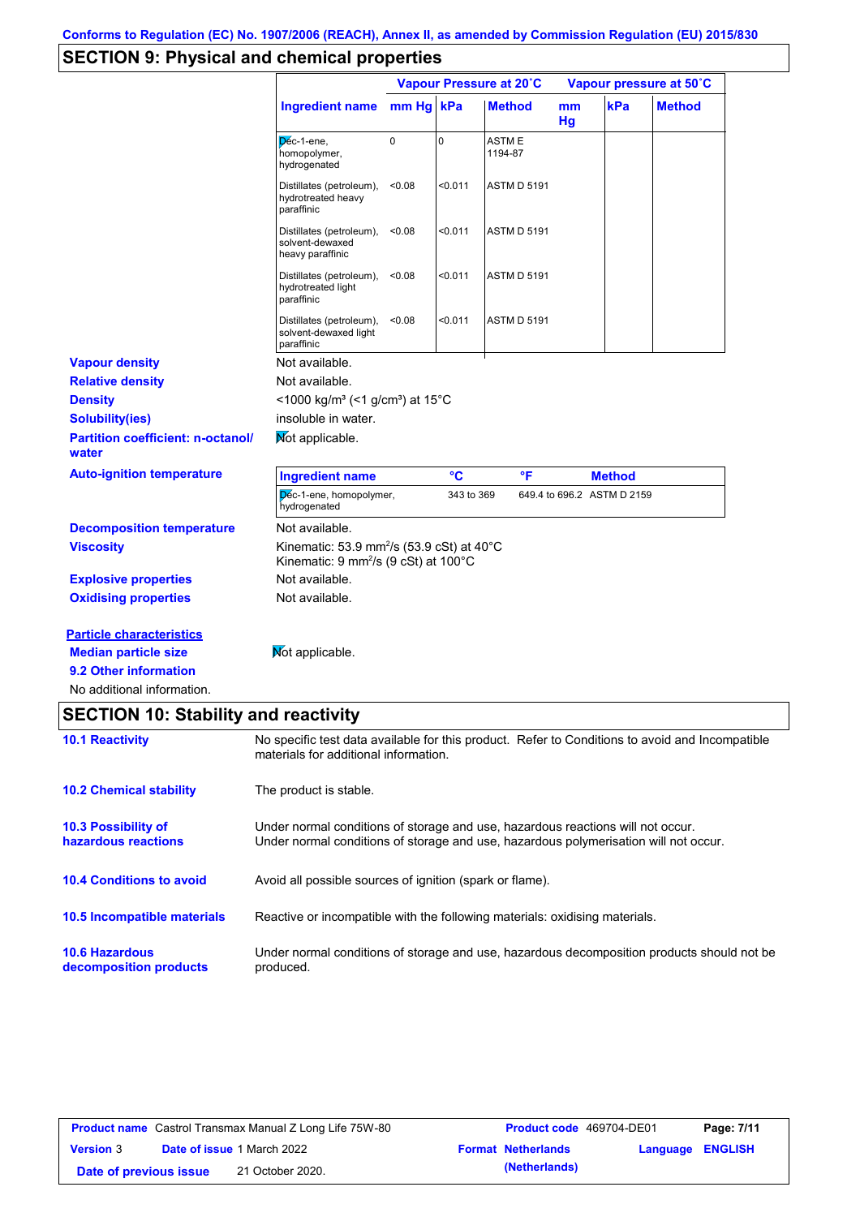Conforms to Regulation (EC) No. 1907/2006 (REACH), Annex II, as amended by Commission Regulation (EU) 2015/830

## SECTION 9: Physical and chemical properties

| Ingredient name | Vapour Pressure at 20˚C | | | Vapour pressure at 50˚C | | |
|---|---|---|---|---|---|---|
| | mm Hg | kPa | Method | mm Hg | kPa | Method |
| Dec-1-ene, homopolymer, hydrogenated | 0 | 0 | ASTM E 1194-87 | | | |
| Distillates (petroleum), hydrotreated heavy paraffinic | <0.08 | <0.011 | ASTM D 5191 | | | |
| Distillates (petroleum), solvent-dewaxed heavy paraffinic | <0.08 | <0.011 | ASTM D 5191 | | | |
| Distillates (petroleum), hydrotreated light paraffinic | <0.08 | <0.011 | ASTM D 5191 | | | |
| Distillates (petroleum), solvent-dewaxed light paraffinic | <0.08 | <0.011 | ASTM D 5191 | | | |

**Vapour density** Not available.

**Relative density** Not available.

**Density** <1000 kg/m³ (<1 g/cm³) at 15°C

**Solubility(ies)** insoluble in water.

**Partition coefficient: n-octanol/ water** Not applicable.

**Auto-ignition temperature**

| Ingredient name | °C | °F | Method |
|---|---|---|---|
| Dec-1-ene, homopolymer, hydrogenated | 343 to 369 | 649.4 to 696.2 | ASTM D 2159 |

**Decomposition temperature** Not available.

**Viscosity** Kinematic: 53.9 mm²/s (53.9 cSt) at 40°C
Kinematic: 9 mm²/s (9 cSt) at 100°C

**Explosive properties** Not available.

**Oxidising properties** Not available.

**Particle characteristics**

**Median particle size** Not applicable.

**9.2 Other information**

No additional information.

## SECTION 10: Stability and reactivity

**10.1 Reactivity** No specific test data available for this product. Refer to Conditions to avoid and Incompatible materials for additional information.

**10.2 Chemical stability** The product is stable.

**10.3 Possibility of hazardous reactions** Under normal conditions of storage and use, hazardous reactions will not occur.
Under normal conditions of storage and use, hazardous polymerisation will not occur.

**10.4 Conditions to avoid** Avoid all possible sources of ignition (spark or flame).

**10.5 Incompatible materials** Reactive or incompatible with the following materials: oxidising materials.

**10.6 Hazardous decomposition products** Under normal conditions of storage and use, hazardous decomposition products should not be produced.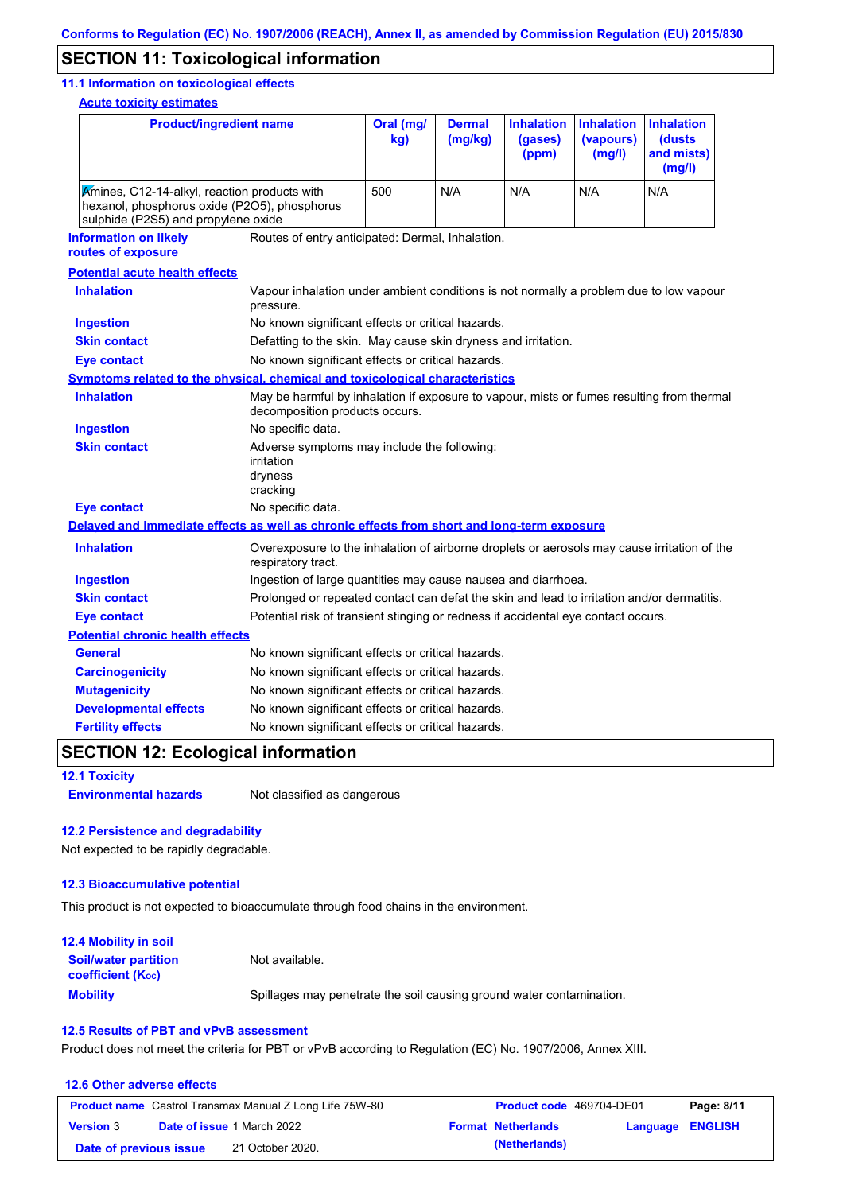## SECTION 11: Toxicological information

### 11.1 Information on toxicological effects

**Acute toxicity estimates**

| Product/ingredient name | Oral (mg/kg) | Dermal (mg/kg) | Inhalation (gases) (ppm) | Inhalation (vapours) (mg/l) | Inhalation (dusts and mists) (mg/l) |
|---|---|---|---|---|---|
| Amines, C12-14-alkyl, reaction products with hexanol, phosphorus oxide (P2O5), phosphorus sulphide (P2S5) and propylene oxide | 500 | N/A | N/A | N/A | N/A |

**Information on likely routes of exposure**: Routes of entry anticipated: Dermal, Inhalation.

**Potential acute health effects**

**Inhalation**: Vapour inhalation under ambient conditions is not normally a problem due to low vapour pressure.

**Ingestion**: No known significant effects or critical hazards.

**Skin contact**: Defatting to the skin. May cause skin dryness and irritation.

**Eye contact**: No known significant effects or critical hazards.

**Symptoms related to the physical, chemical and toxicological characteristics**

**Inhalation**: May be harmful by inhalation if exposure to vapour, mists or fumes resulting from thermal decomposition products occurs.

**Ingestion**: No specific data.

**Skin contact**: Adverse symptoms may include the following:
irritation
dryness
cracking

**Eye contact**: No specific data.

**Delayed and immediate effects as well as chronic effects from short and long-term exposure**

**Inhalation**: Overexposure to the inhalation of airborne droplets or aerosols may cause irritation of the respiratory tract.

**Ingestion**: Ingestion of large quantities may cause nausea and diarrhoea.

**Skin contact**: Prolonged or repeated contact can defat the skin and lead to irritation and/or dermatitis.

**Eye contact**: Potential risk of transient stinging or redness if accidental eye contact occurs.

**Potential chronic health effects**

**General**: No known significant effects or critical hazards.

**Carcinogenicity**: No known significant effects or critical hazards.

**Mutagenicity**: No known significant effects or critical hazards.

**Developmental effects**: No known significant effects or critical hazards.

**Fertility effects**: No known significant effects or critical hazards.

## SECTION 12: Ecological information

### 12.1 Toxicity

**Environmental hazards**: Not classified as dangerous

### 12.2 Persistence and degradability

Not expected to be rapidly degradable.

### 12.3 Bioaccumulative potential

This product is not expected to bioaccumulate through food chains in the environment.

### 12.4 Mobility in soil

**Soil/water partition coefficient ($K_{OC}$)**: Not available.

**Mobility**: Spillages may penetrate the soil causing ground water contamination.

### 12.5 Results of PBT and vPvB assessment

Product does not meet the criteria for PBT or vPvB according to Regulation (EC) No. 1907/2006, Annex XIII.

### 12.6 Other adverse effects

| Product name | Castrol Transmax Manual Z Long Life 75W-80 | Product code | 469704-DE01 | Page: 8/11 |
|---|---|---|---|---|
| Version 3 | Date of issue 1 March 2022 | Format Netherlands (Netherlands) | Language ENGLISH | |
| Date of previous issue | 21 October 2020. | | | |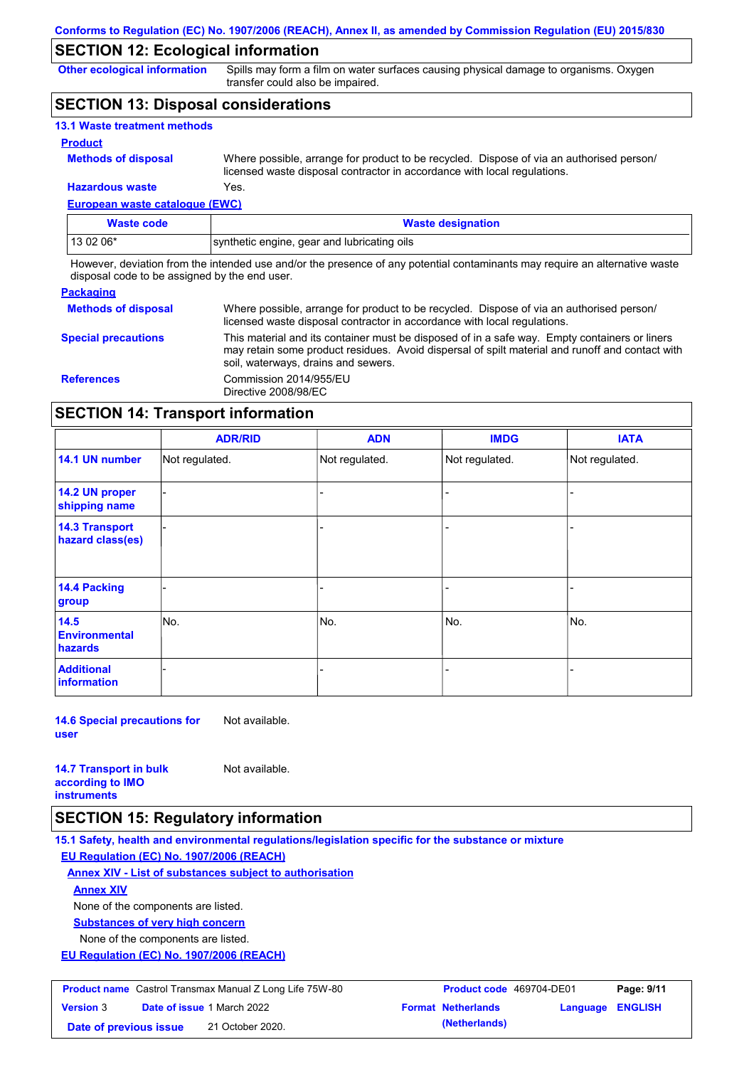Conforms to Regulation (EC) No. 1907/2006 (REACH), Annex II, as amended by Commission Regulation (EU) 2015/830

## SECTION 12: Ecological information

**Other ecological information**: Spills may form a film on water surfaces causing physical damage to organisms. Oxygen transfer could also be impaired.

## SECTION 13: Disposal considerations

### 13.1 Waste treatment methods

**Product**

**Methods of disposal**: Where possible, arrange for product to be recycled. Dispose of via an authorised person/ licensed waste disposal contractor in accordance with local regulations.

**Hazardous waste**: Yes.

**European waste catalogue (EWC)**

| Waste code | Waste designation |
|---|---|
| 13 02 06* | synthetic engine, gear and lubricating oils |

However, deviation from the intended use and/or the presence of any potential contaminants may require an alternative waste disposal code to be assigned by the end user.

**Packaging**

**Methods of disposal**: Where possible, arrange for product to be recycled. Dispose of via an authorised person/ licensed waste disposal contractor in accordance with local regulations.

**Special precautions**: This material and its container must be disposed of in a safe way. Empty containers or liners may retain some product residues. Avoid dispersal of spilt material and runoff and contact with soil, waterways, drains and sewers.

**References**: Commission 2014/955/EU
Directive 2008/98/EC

## SECTION 14: Transport information

| | ADR/RID | ADN | IMDG | IATA |
|---|---|---|---|---|
| 14.1 UN number | Not regulated. | Not regulated. | Not regulated. | Not regulated. |
| 14.2 UN proper shipping name | - | - | - | - |
| 14.3 Transport hazard class(es) | - | - | - | - |
| 14.4 Packing group | - | - | - | - |
| 14.5 Environmental hazards | No. | No. | No. | No. |
| Additional information | - | - | - | - |

**14.6 Special precautions for user**: Not available.

**14.7 Transport in bulk according to IMO instruments**: Not available.

## SECTION 15: Regulatory information

### 15.1 Safety, health and environmental regulations/legislation specific for the substance or mixture

**EU Regulation (EC) No. 1907/2006 (REACH)**

**Annex XIV - List of substances subject to authorisation**

**Annex XIV**

None of the components are listed.

**Substances of very high concern**

None of the components are listed.

**EU Regulation (EC) No. 1907/2006 (REACH)**

| Product name | Castrol Transmax Manual Z Long Life 75W-80 | Product code | 469704-DE01 |
|---|---|---|---|
| Version | 3 | Date of issue | 1 March 2022 |
| Format | Netherlands (Netherlands) | Language | ENGLISH |
| Date of previous issue | 21 October 2020. | | |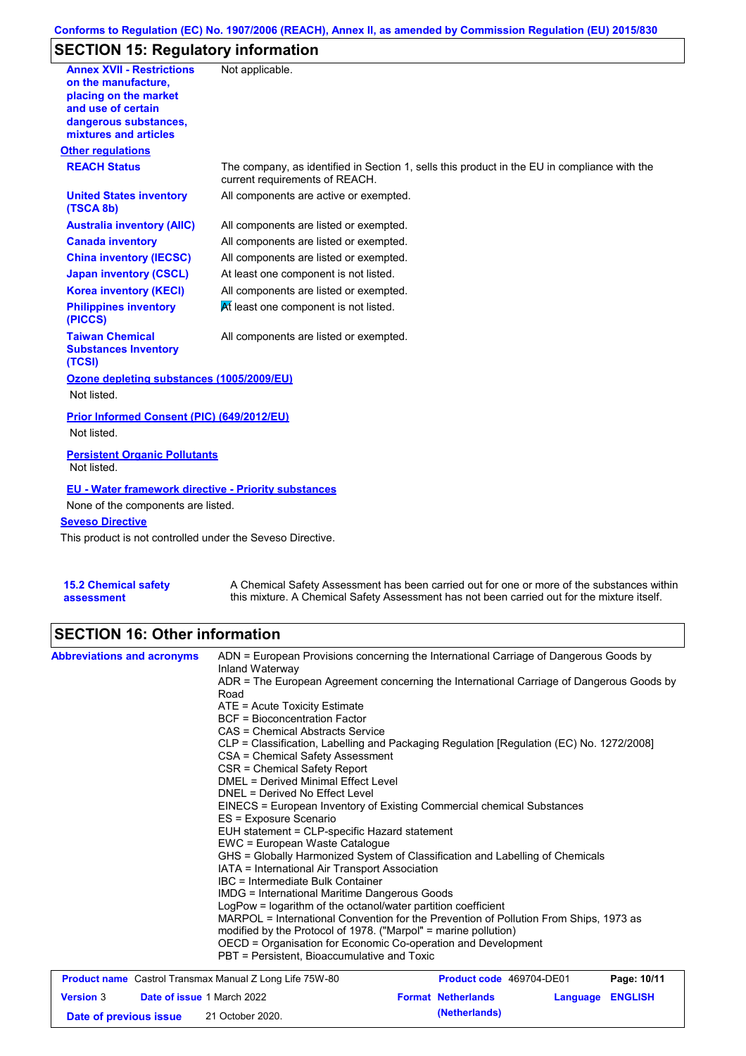## SECTION 15: Regulatory information

| | |
|---|---|
| **Annex XVII - Restrictions on the manufacture, placing on the market and use of certain dangerous substances, mixtures and articles** | Not applicable. |

**Other regulations**

| | |
|---|---|
| **REACH Status** | The company, as identified in Section 1, sells this product in the EU in compliance with the current requirements of REACH. |
| **United States inventory (TSCA 8b)** | All components are active or exempted. |
| **Australia inventory (AIIC)** | All components are listed or exempted. |
| **Canada inventory** | All components are listed or exempted. |
| **China inventory (IECSC)** | All components are listed or exempted. |
| **Japan inventory (CSCL)** | At least one component is not listed. |
| **Korea inventory (KECI)** | All components are listed or exempted. |
| **Philippines inventory (PICCS)** | At least one component is not listed. |
| **Taiwan Chemical Substances Inventory (TCSI)** | All components are listed or exempted. |

**Ozone depleting substances (1005/2009/EU)**

Not listed.

**Prior Informed Consent (PIC) (649/2012/EU)**

Not listed.

**Persistent Organic Pollutants**

Not listed.

**EU - Water framework directive - Priority substances**

None of the components are listed.

**Seveso Directive**

This product is not controlled under the Seveso Directive.

| | |
|---|---|
| **15.2 Chemical safety assessment** | A Chemical Safety Assessment has been carried out for one or more of the substances within this mixture. A Chemical Safety Assessment has not been carried out for the mixture itself. |

## SECTION 16: Other information

**Abbreviations and acronyms**

ADN = European Provisions concerning the International Carriage of Dangerous Goods by Inland Waterway
ADR = The European Agreement concerning the International Carriage of Dangerous Goods by Road
ATE = Acute Toxicity Estimate
BCF = Bioconcentration Factor
CAS = Chemical Abstracts Service
CLP = Classification, Labelling and Packaging Regulation [Regulation (EC) No. 1272/2008]
CSA = Chemical Safety Assessment
CSR = Chemical Safety Report
DMEL = Derived Minimal Effect Level
DNEL = Derived No Effect Level
EINECS = European Inventory of Existing Commercial chemical Substances
ES = Exposure Scenario
EUH statement = CLP-specific Hazard statement
EWC = European Waste Catalogue
GHS = Globally Harmonized System of Classification and Labelling of Chemicals
IATA = International Air Transport Association
IBC = Intermediate Bulk Container
IMDG = International Maritime Dangerous Goods
LogPow = logarithm of the octanol/water partition coefficient
MARPOL = International Convention for the Prevention of Pollution From Ships, 1973 as modified by the Protocol of 1978. ("Marpol" = marine pollution)
OECD = Organisation for Economic Co-operation and Development
PBT = Persistent, Bioaccumulative and Toxic

| | | | |
|---|---|---|---|
| **Product name** Castrol Transmax Manual Z Long Life 75W-80 | | **Product code** 469704-DE01 | |
| **Version** 3 | **Date of issue** 1 March 2022 | **Format** Netherlands (Netherlands) | **Language** ENGLISH |
| **Date of previous issue** | 21 October 2020. | | |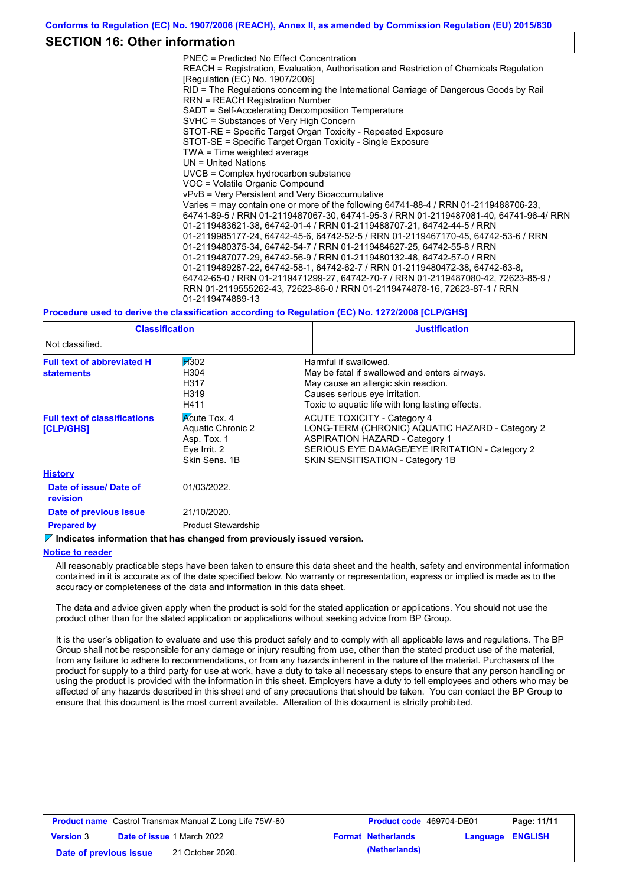## SECTION 16: Other information

PNEC = Predicted No Effect Concentration
REACH = Registration, Evaluation, Authorisation and Restriction of Chemicals Regulation [Regulation (EC) No. 1907/2006]
RID = The Regulations concerning the International Carriage of Dangerous Goods by Rail
RRN = REACH Registration Number
SADT = Self-Accelerating Decomposition Temperature
SVHC = Substances of Very High Concern
STOT-RE = Specific Target Organ Toxicity - Repeated Exposure
STOT-SE = Specific Target Organ Toxicity - Single Exposure
TWA = Time weighted average
UN = United Nations
UVCB = Complex hydrocarbon substance
VOC = Volatile Organic Compound
vPvB = Very Persistent and Very Bioaccumulative
Varies = may contain one or more of the following 64741-88-4 / RRN 01-2119488706-23, 64741-89-5 / RRN 01-2119487067-30, 64741-95-3 / RRN 01-2119487081-40, 64741-96-4/ RRN 01-2119483621-38, 64742-01-4 / RRN 01-2119488707-21, 64742-44-5 / RRN 01-2119985177-24, 64742-45-6, 64742-52-5 / RRN 01-2119467170-45, 64742-53-6 / RRN 01-2119480375-34, 64742-54-7 / RRN 01-2119484627-25, 64742-55-8 / RRN 01-2119487077-29, 64742-56-9 / RRN 01-2119480132-48, 64742-57-0 / RRN 01-2119489287-22, 64742-58-1, 64742-62-7 / RRN 01-2119480472-38, 64742-63-8, 64742-65-0 / RRN 01-2119471299-27, 64742-70-7 / RRN 01-2119487080-42, 72623-85-9 / RRN 01-2119555262-43, 72623-86-0 / RRN 01-2119474878-16, 72623-87-1 / RRN 01-2119474889-13

**Procedure used to derive the classification according to Regulation (EC) No. 1272/2008 [CLP/GHS]**

| Classification | Justification |
|---|---|
| Not classified. | |

**Full text of abbreviated H statements**

| | |
|---|---|
| H302 | Harmful if swallowed. |
| H304 | May be fatal if swallowed and enters airways. |
| H317 | May cause an allergic skin reaction. |
| H319 | Causes serious eye irritation. |
| H411 | Toxic to aquatic life with long lasting effects. |

**Full text of classifications [CLP/GHS]**

| | |
|---|---|
| Acute Tox. 4 | ACUTE TOXICITY - Category 4 |
| Aquatic Chronic 2 | LONG-TERM (CHRONIC) AQUATIC HAZARD - Category 2 |
| Asp. Tox. 1 | ASPIRATION HAZARD - Category 1 |
| Eye Irrit. 2 | SERIOUS EYE DAMAGE/EYE IRRITATION - Category 2 |
| Skin Sens. 1B | SKIN SENSITISATION - Category 1B |

**History**

**Date of issue/ Date of revision**: 01/03/2022.

**Date of previous issue**: 21/10/2020.

**Prepared by**: Product Stewardship

**Indicates information that has changed from previously issued version.**

**Notice to reader**

All reasonably practicable steps have been taken to ensure this data sheet and the health, safety and environmental information contained in it is accurate as of the date specified below. No warranty or representation, express or implied is made as to the accuracy or completeness of the data and information in this data sheet.

The data and advice given apply when the product is sold for the stated application or applications. You should not use the product other than for the stated application or applications without seeking advice from BP Group.

It is the user's obligation to evaluate and use this product safely and to comply with all applicable laws and regulations. The BP Group shall not be responsible for any damage or injury resulting from use, other than the stated product use of the material, from any failure to adhere to recommendations, or from any hazards inherent in the nature of the material. Purchasers of the product for supply to a third party for use at work, have a duty to take all necessary steps to ensure that any person handling or using the product is provided with the information in this sheet. Employers have a duty to tell employees and others who may be affected of any hazards described in this sheet and of any precautions that should be taken. You can contact the BP Group to ensure that this document is the most current available. Alteration of this document is strictly prohibited.